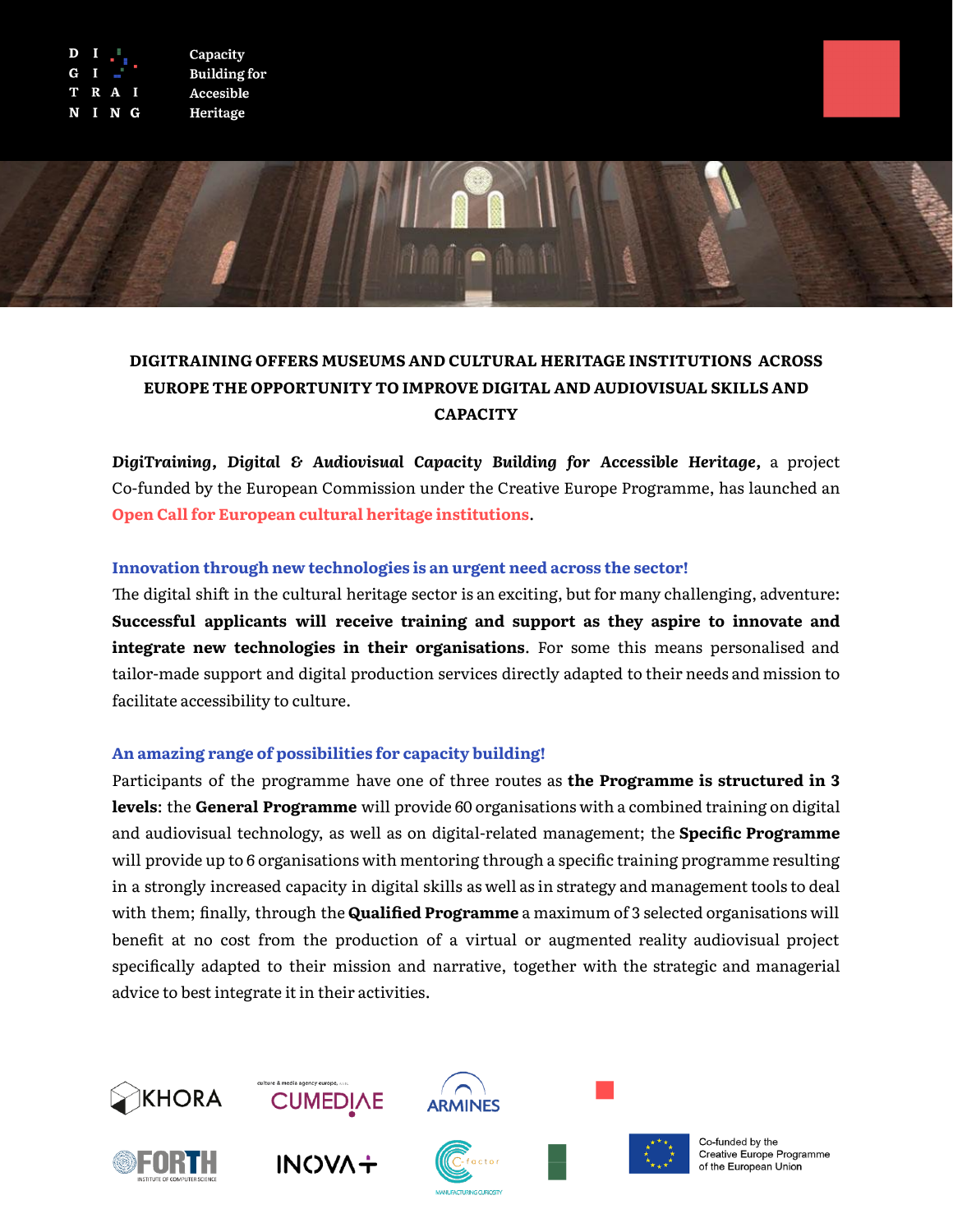D I G I T R A I N I N G

Capacity Building for Accesible Heritage

# DIGITRAINING OFFERS MUSEUMS AND CULTURAL HERITAGE INSTITUTIONS ACROSS EUROPE THE OPPORTUNITY TO IMPROVE DIGITAL AND AUDIOVISUAL SKILLS AND CAPACITY

***DigiTraining*, *Digital & Audiovisual Capacity Building for Accessible Heritage*,** a project Co-funded by the European Commission under the Creative Europe Programme, has launched an **Open Call for European cultural heritage institutions**.

## Innovation through new technologies is an urgent need across the sector!

The digital shift in the cultural heritage sector is an exciting, but for many challenging, adventure: **Successful applicants will receive training and support as they aspire to innovate and integrate new technologies in their organisations**. For some this means personalised and tailor-made support and digital production services directly adapted to their needs and mission to facilitate accessibility to culture.

## An amazing range of possibilities for capacity building!

Participants of the programme have one of three routes as **the Programme is structured in 3 levels**: the **General Programme** will provide 60 organisations with a combined training on digital and audiovisual technology, as well as on digital-related management; the **Specific Programme** will provide up to 6 organisations with mentoring through a specific training programme resulting in a strongly increased capacity in digital skills as well as in strategy and management tools to deal with them; finally, through the **Qualified Programme** a maximum of 3 selected organisations will benefit at no cost from the production of a virtual or augmented reality audiovisual project specifically adapted to their mission and narrative, together with the strategic and managerial advice to best integrate it in their activities.

KHORA · CUMEDIAE · ARMINES · FORTH Institute of Computer Science · INOVA+ · C-factor Manufacturing Curiosity

Co-funded by the Creative Europe Programme of the European Union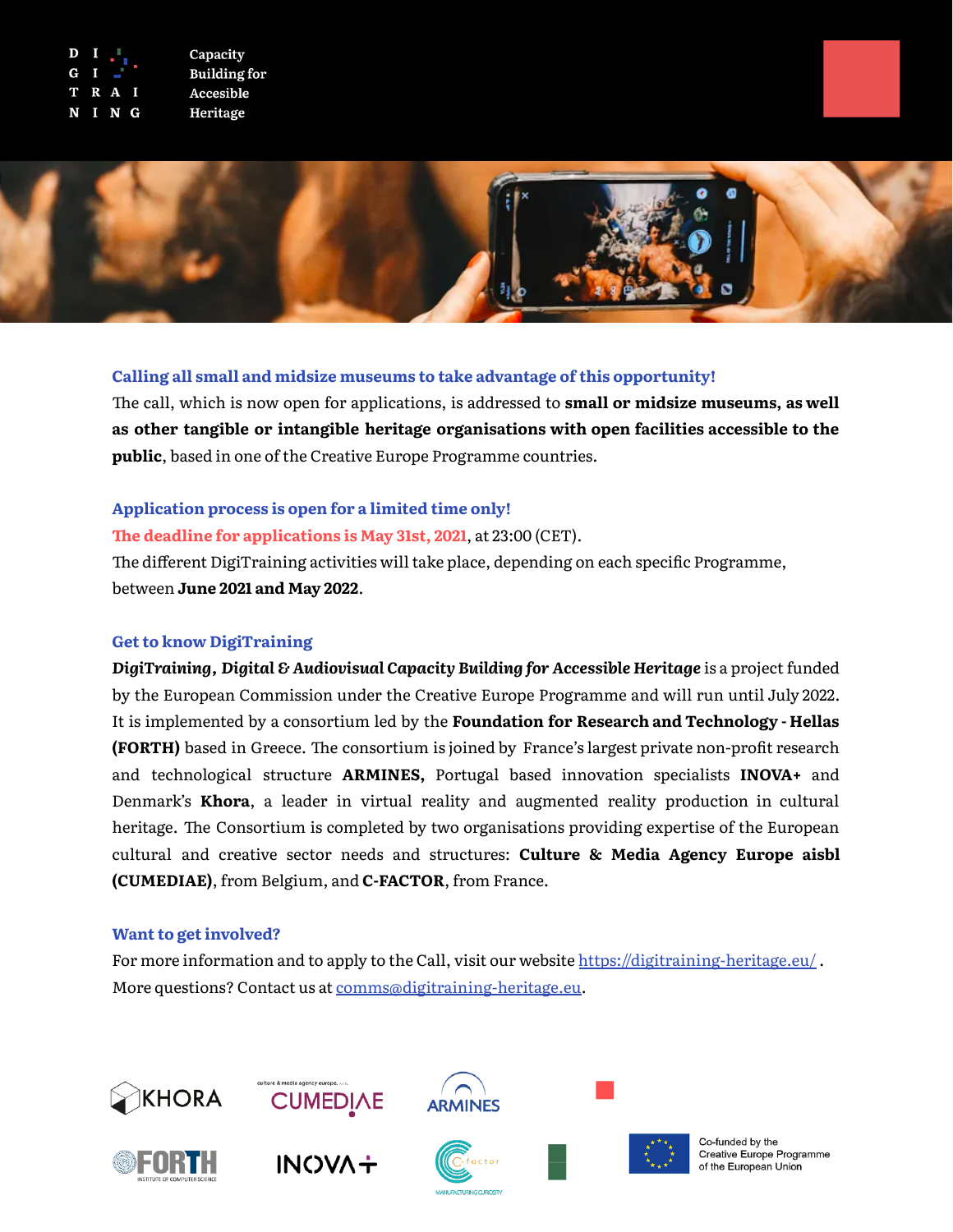DI GI TRAI NING

Capacity Building for Accesible Heritage

## Calling all small and midsize museums to take advantage of this opportunity!

The call, which is now open for applications, is addressed to **small or midsize museums, as well as other tangible or intangible heritage organisations with open facilities accessible to the public**, based in one of the Creative Europe Programme countries.

## Application process is open for a limited time only!

**The deadline for applications is May 31st, 2021**, at 23:00 (CET).

The different DigiTraining activities will take place, depending on each specific Programme, between **June 2021 and May 2022**.

## Get to know DigiTraining

***DigiTraining, Digital & Audiovisual Capacity Building for Accessible Heritage*** is a project funded by the European Commission under the Creative Europe Programme and will run until July 2022. It is implemented by a consortium led by the **Foundation for Research and Technology - Hellas (FORTH)** based in Greece. The consortium is joined by France's largest private non-profit research and technological structure **ARMINES,** Portugal based innovation specialists **INOVA+** and Denmark's **Khora**, a leader in virtual reality and augmented reality production in cultural heritage. The Consortium is completed by two organisations providing expertise of the European cultural and creative sector needs and structures: **Culture & Media Agency Europe aisbl (CUMEDIAE)**, from Belgium, and **C-FACTOR**, from France.

## Want to get involved?

For more information and to apply to the Call, visit our website https://digitraining-heritage.eu/ .

More questions? Contact us at comms@digitraining-heritage.eu.

KHORA  CUMEDIAE  ARMINES

FORTH  INOVA+  C-factor

Co-funded by the Creative Europe Programme of the European Union